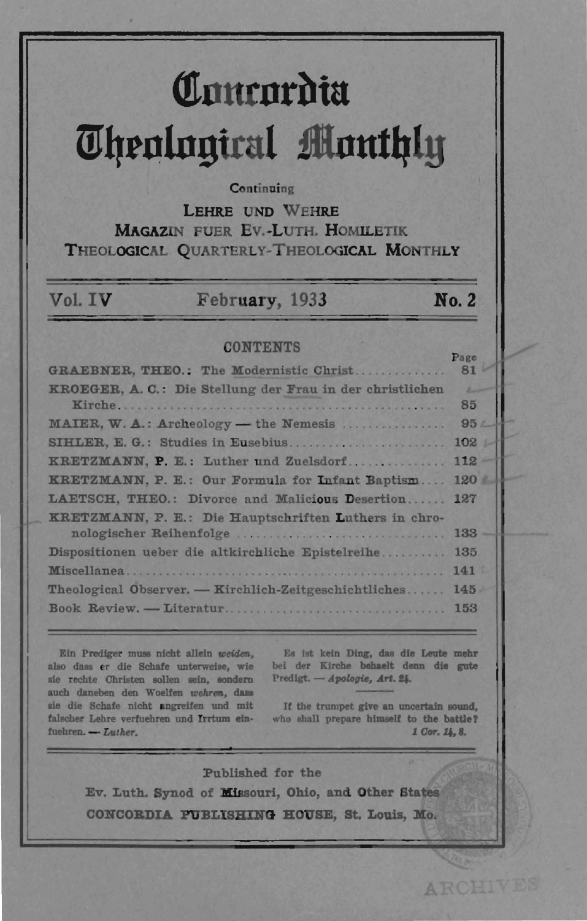# Concordia Theological Monthly

Continuing

LEHRE UND WEHRE
MAGAZIN FUER EV.-LUTH. HOMILETIK
THEOLOGICAL QUARTERLY-THEOLOGICAL MONTHLY

Vol. IV — February, 1933 — No. 2

## CONTENTS

| | Page |
|---|---|
| GRAEBNER, THEO.: The Modernistic Christ | 81 |
| KROEGER, A. C.: Die Stellung der Frau in der christlichen Kirche | 85 |
| MAIER, W. A.: Archeology — the Nemesis | 95 |
| SIHLER, E. G.: Studies in Eusebius | 102 |
| KRETZMANN, P. E.: Luther und Zuelsdorf | 112 |
| KRETZMANN, P. E.: Our Formula for Infant Baptism | 120 |
| LAETSCH, THEO.: Divorce and Malicious Desertion | 127 |
| KRETZMANN, P. E.: Die Hauptschriften Luthers in chronologischer Reihenfolge | 133 |
| Dispositionen ueber die altkirchliche Epistelreihe | 135 |
| Miscellanea | 141 |
| Theological Observer. — Kirchlich-Zeitgeschichtliches | 145 |
| Book Review. — Literatur | 153 |

Ein Prediger muss nicht allein *weiden*, also dass er die Schafe unterweise, wie sie rechte Christen sollen sein, sondern auch daneben den Woelfen *wehren*, dass sie die Schafe nicht angreifen und mit falscher Lehre verfuehren und Irrtum einfuehren. — *Luther.*

Es ist kein Ding, das die Leute mehr bei der Kirche behaelt denn die gute Predigt. — *Apologie, Art. 24.*

If the trumpet give an uncertain sound, who shall prepare himself to the battle? *1 Cor. 14, 8.*

Published for the
Ev. Luth. Synod of Missouri, Ohio, and Other States
CONCORDIA PUBLISHING HOUSE, St. Louis, Mo.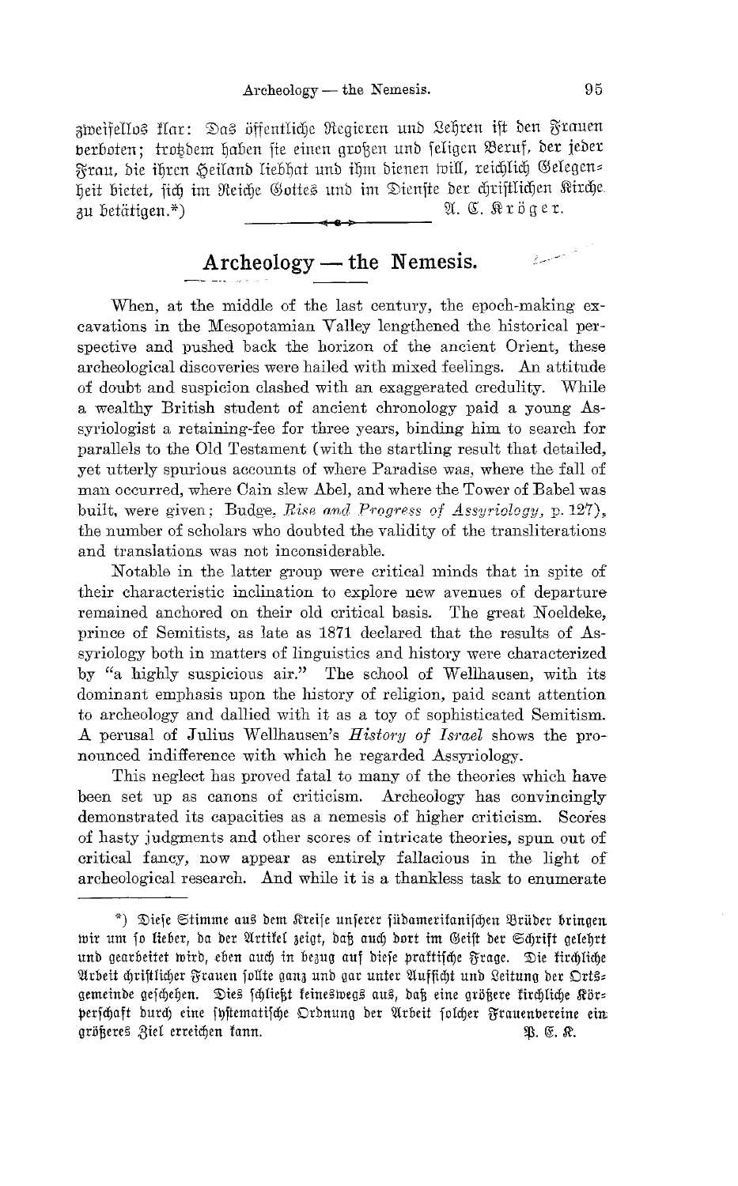zweifellos klar: Das öffentliche Regieren und Lehren ist den Frauen verboten; trotzdem haben sie einen großen und seligen Beruf, der jeder Frau, die ihren Heiland liebhat und ihm dienen will, reichlich Gelegenheit bietet, sich im Reiche Gottes und im Dienste der christlichen Kirche zu betätigen.*)

A. C. Kröger.

## Archeology — the Nemesis.

When, at the middle of the last century, the epoch-making excavations in the Mesopotamian Valley lengthened the historical perspective and pushed back the horizon of the ancient Orient, these archeological discoveries were hailed with mixed feelings. An attitude of doubt and suspicion clashed with an exaggerated credulity. While a wealthy British student of ancient chronology paid a young Assyriologist a retaining-fee for three years, binding him to search for parallels to the Old Testament (with the startling result that detailed, yet utterly spurious accounts of where Paradise was, where the fall of man occurred, where Cain slew Abel, and where the Tower of Babel was built, were given; Budge, *Rise and Progress of Assyriology*, p. 127), the number of scholars who doubted the validity of the transliterations and translations was not inconsiderable.

Notable in the latter group were critical minds that in spite of their characteristic inclination to explore new avenues of departure remained anchored on their old critical basis. The great Noeldeke, prince of Semitists, as late as 1871 declared that the results of Assyriology both in matters of linguistics and history were characterized by "a highly suspicious air." The school of Wellhausen, with its dominant emphasis upon the history of religion, paid scant attention to archeology and dallied with it as a toy of sophisticated Semitism. A perusal of Julius Wellhausen's *History of Israel* shows the pronounced indifference with which he regarded Assyriology.

This neglect has proved fatal to many of the theories which have been set up as canons of criticism. Archeology has convincingly demonstrated its capacities as a nemesis of higher criticism. Scores of hasty judgments and other scores of intricate theories, spun out of critical fancy, now appear as entirely fallacious in the light of archeological research. And while it is a thankless task to enumerate

---

*) Diese Stimme aus dem Kreise unserer südamerikanischen Brüder bringen wir um so lieber, da der Artikel zeigt, daß auch dort im Geist der Schrift gelehrt und gearbeitet wird, eben auch in bezug auf diese praktische Frage. Die kirchliche Arbeit christlicher Frauen sollte ganz und gar unter Aufsicht und Leitung der Ortsgemeinde geschehen. Dies schließt keineswegs aus, daß eine größere kirchliche Körperschaft durch eine systematische Ordnung der Arbeit solcher Frauenvereine ein größeres Ziel erreichen kann. P. E. K.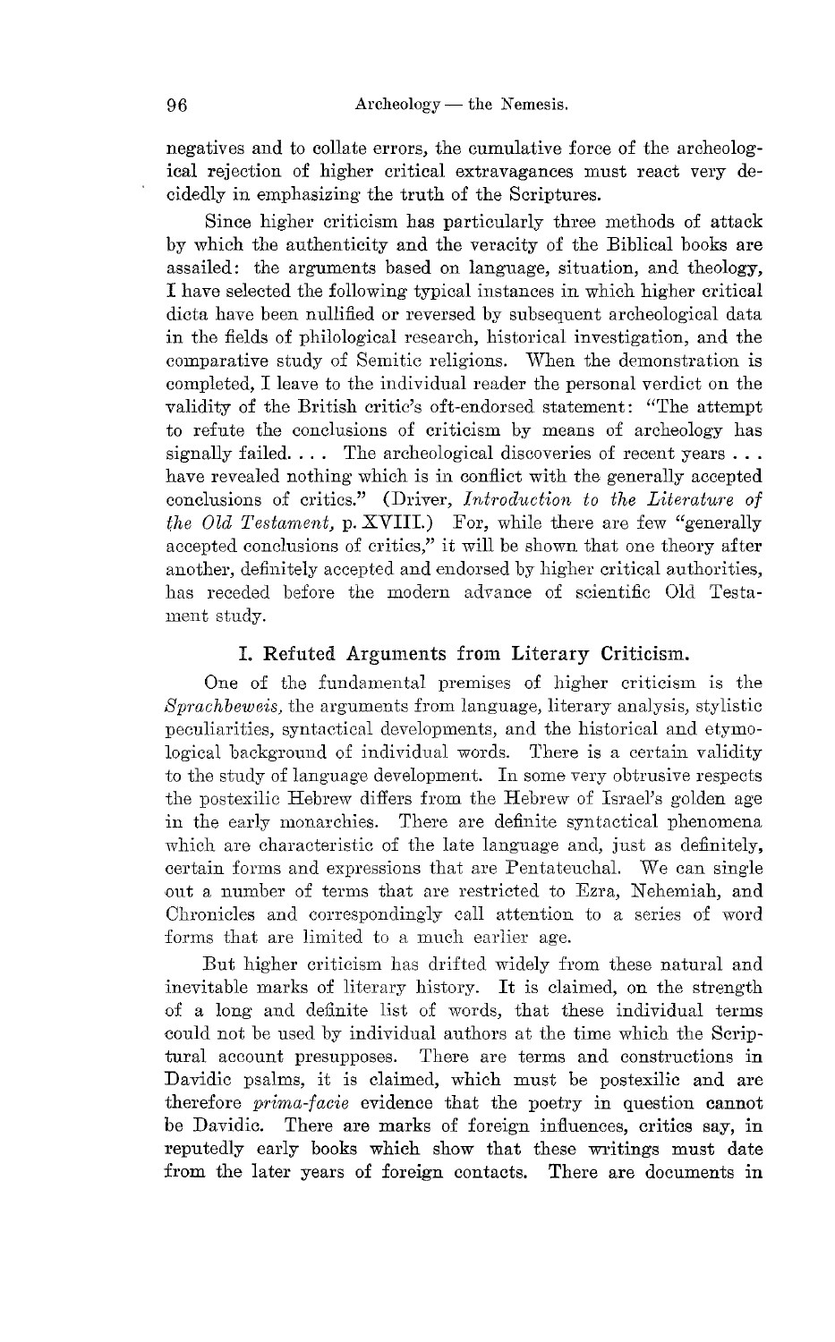negatives and to collate errors, the cumulative force of the archeological rejection of higher critical extravagances must react very decidedly in emphasizing the truth of the Scriptures.

Since higher criticism has particularly three methods of attack by which the authenticity and the veracity of the Biblical books are assailed: the arguments based on language, situation, and theology, I have selected the following typical instances in which higher critical dicta have been nullified or reversed by subsequent archeological data in the fields of philological research, historical investigation, and the comparative study of Semitic religions. When the demonstration is completed, I leave to the individual reader the personal verdict on the validity of the British critic's oft-endorsed statement: "The attempt to refute the conclusions of criticism by means of archeology has signally failed. . . . The archeological discoveries of recent years . . . have revealed nothing which is in conflict with the generally accepted conclusions of critics." (Driver, *Introduction to the Literature of the Old Testament*, p. XVIII.) For, while there are few "generally accepted conclusions of critics," it will be shown that one theory after another, definitely accepted and endorsed by higher critical authorities, has receded before the modern advance of scientific Old Testament study.

## I. Refuted Arguments from Literary Criticism.

One of the fundamental premises of higher criticism is the *Sprachbeweis*, the arguments from language, literary analysis, stylistic peculiarities, syntactical developments, and the historical and etymological background of individual words. There is a certain validity to the study of language development. In some very obtrusive respects the postexilic Hebrew differs from the Hebrew of Israel's golden age in the early monarchies. There are definite syntactical phenomena which are characteristic of the late language and, just as definitely, certain forms and expressions that are Pentateuchal. We can single out a number of terms that are restricted to Ezra, Nehemiah, and Chronicles and correspondingly call attention to a series of word forms that are limited to a much earlier age.

But higher criticism has drifted widely from these natural and inevitable marks of literary history. It is claimed, on the strength of a long and definite list of words, that these individual terms could not be used by individual authors at the time which the Scriptural account presupposes. There are terms and constructions in Davidic psalms, it is claimed, which must be postexilic and are therefore *prima-facie* evidence that the poetry in question cannot be Davidic. There are marks of foreign influences, critics say, in reputedly early books which show that these writings must date from the later years of foreign contacts. There are documents in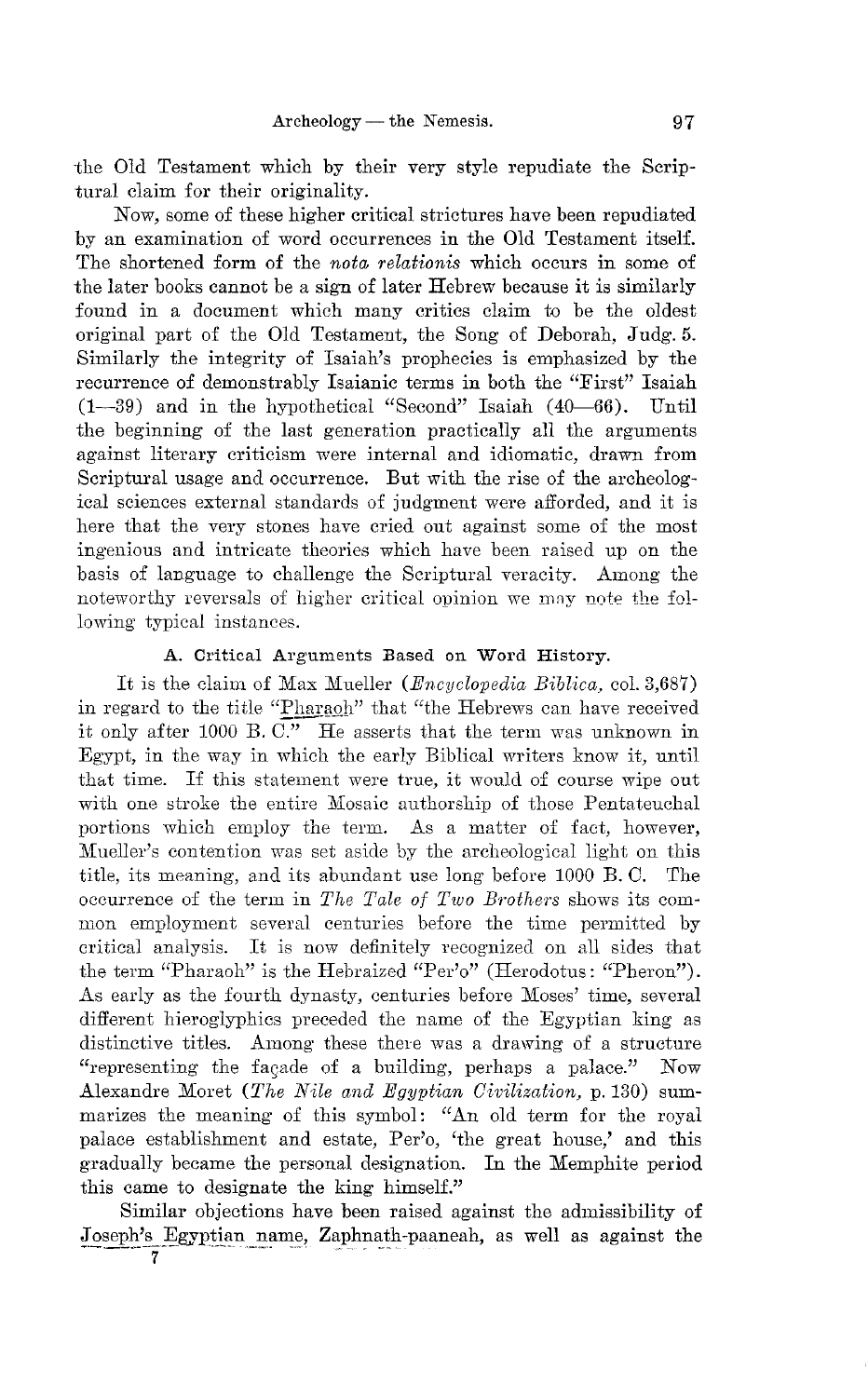the Old Testament which by their very style repudiate the Scriptural claim for their originality.

Now, some of these higher critical strictures have been repudiated by an examination of word occurrences in the Old Testament itself. The shortened form of the *nota relationis* which occurs in some of the later books cannot be a sign of later Hebrew because it is similarly found in a document which many critics claim to be the oldest original part of the Old Testament, the Song of Deborah, Judg. 5. Similarly the integrity of Isaiah's prophecies is emphasized by the recurrence of demonstrably Isaianic terms in both the "First" Isaiah (1—39) and in the hypothetical "Second" Isaiah (40—66). Until the beginning of the last generation practically all the arguments against literary criticism were internal and idiomatic, drawn from Scriptural usage and occurrence. But with the rise of the archeological sciences external standards of judgment were afforded, and it is here that the very stones have cried out against some of the most ingenious and intricate theories which have been raised up on the basis of language to challenge the Scriptural veracity. Among the noteworthy reversals of higher critical opinion we may note the following typical instances.

### A. Critical Arguments Based on Word History.

It is the claim of Max Mueller (*Encyclopedia Biblica,* col. 3,687) in regard to the title "Pharaoh" that "the Hebrews can have received it only after 1000 B. C." He asserts that the term was unknown in Egypt, in the way in which the early Biblical writers know it, until that time. If this statement were true, it would of course wipe out with one stroke the entire Mosaic authorship of those Pentateuchal portions which employ the term. As a matter of fact, however, Mueller's contention was set aside by the archeological light on this title, its meaning, and its abundant use long before 1000 B. C. The occurrence of the term in *The Tale of Two Brothers* shows its common employment several centuries before the time permitted by critical analysis. It is now definitely recognized on all sides that the term "Pharaoh" is the Hebraized "Per'o" (Herodotus: "Pheron"). As early as the fourth dynasty, centuries before Moses' time, several different hieroglyphics preceded the name of the Egyptian king as distinctive titles. Among these there was a drawing of a structure "representing the façade of a building, perhaps a palace." Now Alexandre Moret (*The Nile and Egyptian Civilization,* p. 130) summarizes the meaning of this symbol: "An old term for the royal palace establishment and estate, Per'o, 'the great house,' and this gradually became the personal designation. In the Memphite period this came to designate the king himself."

Similar objections have been raised against the admissibility of Joseph's Egyptian name, Zaphnath-paaneah, as well as against the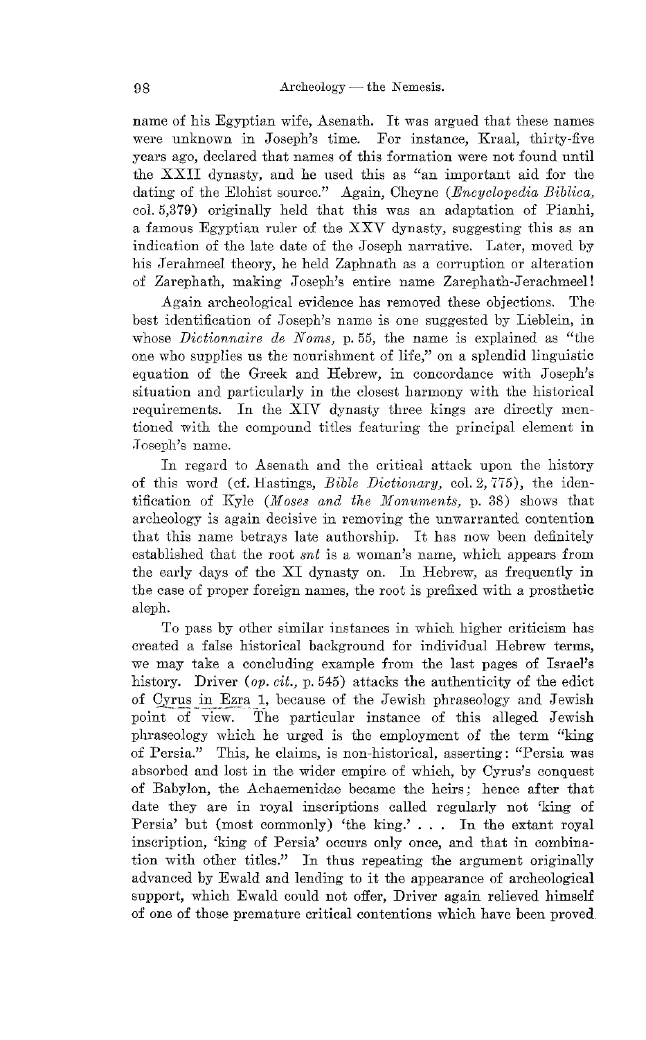name of his Egyptian wife, Asenath. It was argued that these names were unknown in Joseph's time. For instance, Kraal, thirty-five years ago, declared that names of this formation were not found until the XXII dynasty, and he used this as "an important aid for the dating of the Elohist source." Again, Cheyne (*Encyclopedia Biblica,* col. 5,379) originally held that this was an adaptation of Pianhi, a famous Egyptian ruler of the XXV dynasty, suggesting this as an indication of the late date of the Joseph narrative. Later, moved by his Jerahmeel theory, he held Zaphnath as a corruption or alteration of Zarephath, making Joseph's entire name Zarephath-Jerachmeel!

Again archeological evidence has removed these objections. The best identification of Joseph's name is one suggested by Lieblein, in whose *Dictionnaire de Noms,* p. 55, the name is explained as "the one who supplies us the nourishment of life," on a splendid linguistic equation of the Greek and Hebrew, in concordance with Joseph's situation and particularly in the closest harmony with the historical requirements. In the XIV dynasty three kings are directly mentioned with the compound titles featuring the principal element in Joseph's name.

In regard to Asenath and the critical attack upon the history of this word (cf. Hastings, *Bible Dictionary,* col. 2, 775), the identification of Kyle (*Moses and the Monuments,* p. 38) shows that archeology is again decisive in removing the unwarranted contention that this name betrays late authorship. It has now been definitely established that the root *snt* is a woman's name, which appears from the early days of the XI dynasty on. In Hebrew, as frequently in the case of proper foreign names, the root is prefixed with a prosthetic aleph.

To pass by other similar instances in which higher criticism has created a false historical background for individual Hebrew terms, we may take a concluding example from the last pages of Israel's history. Driver (*op. cit.,* p. 545) attacks the authenticity of the edict of Cyrus in Ezra 1, because of the Jewish phraseology and Jewish point of view. The particular instance of this alleged Jewish phraseology which he urged is the employment of the term "king of Persia." This, he claims, is non-historical, asserting: "Persia was absorbed and lost in the wider empire of which, by Cyrus's conquest of Babylon, the Achaemenidae became the heirs; hence after that date they are in royal inscriptions called regularly not 'king of Persia' but (most commonly) 'the king.' . . . In the extant royal inscription, 'king of Persia' occurs only once, and that in combination with other titles." In thus repeating the argument originally advanced by Ewald and lending to it the appearance of archeological support, which Ewald could not offer, Driver again relieved himself of one of those premature critical contentions which have been proved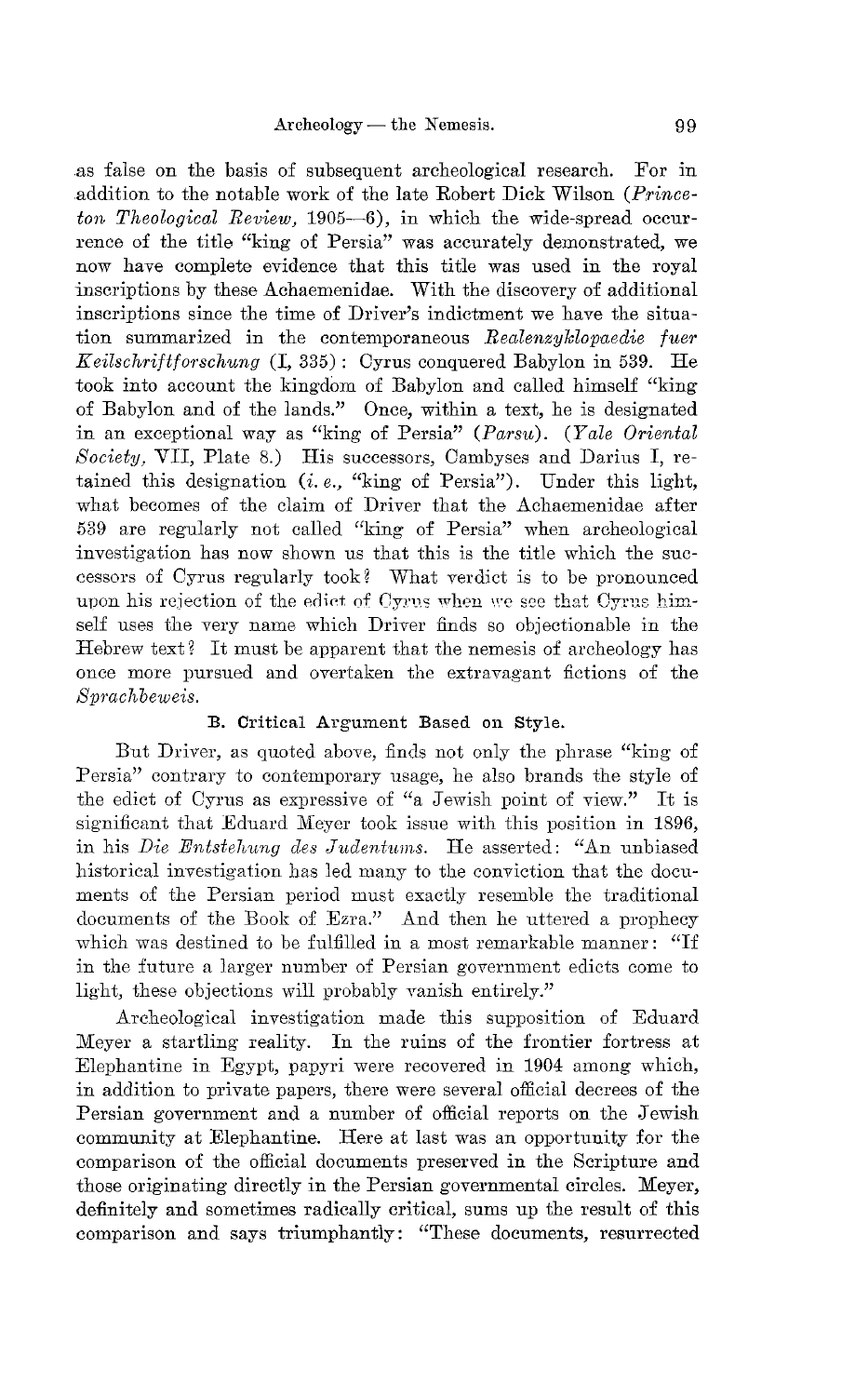as false on the basis of subsequent archeological research. For in addition to the notable work of the late Robert Dick Wilson (*Princeton Theological Review*, 1905—6), in which the wide-spread occurrence of the title "king of Persia" was accurately demonstrated, we now have complete evidence that this title was used in the royal inscriptions by these Achaemenidae. With the discovery of additional inscriptions since the time of Driver's indictment we have the situation summarized in the contemporaneous *Realenzyklopaedie fuer Keilschriftforschung* (I, 335): Cyrus conquered Babylon in 539. He took into account the kingdom of Babylon and called himself "king of Babylon and of the lands." Once, within a text, he is designated in an exceptional way as "king of Persia" (*Parsu*). (*Yale Oriental Society*, VII, Plate 8.) His successors, Cambyses and Darius I, retained this designation (*i. e.*, "king of Persia"). Under this light, what becomes of the claim of Driver that the Achaemenidae after 539 are regularly not called "king of Persia" when archeological investigation has now shown us that this is the title which the successors of Cyrus regularly took? What verdict is to be pronounced upon his rejection of the edict of Cyrus when we see that Cyrus himself uses the very name which Driver finds so objectionable in the Hebrew text? It must be apparent that the nemesis of archeology has once more pursued and overtaken the extravagant fictions of the *Sprachbeweis*.

### B. Critical Argument Based on Style.

But Driver, as quoted above, finds not only the phrase "king of Persia" contrary to contemporary usage, he also brands the style of the edict of Cyrus as expressive of "a Jewish point of view." It is significant that Eduard Meyer took issue with this position in 1896, in his *Die Entstehung des Judentums*. He asserted: "An unbiased historical investigation has led many to the conviction that the documents of the Persian period must exactly resemble the traditional documents of the Book of Ezra." And then he uttered a prophecy which was destined to be fulfilled in a most remarkable manner: "If in the future a larger number of Persian government edicts come to light, these objections will probably vanish entirely."

Archeological investigation made this supposition of Eduard Meyer a startling reality. In the ruins of the frontier fortress at Elephantine in Egypt, papyri were recovered in 1904 among which, in addition to private papers, there were several official decrees of the Persian government and a number of official reports on the Jewish community at Elephantine. Here at last was an opportunity for the comparison of the official documents preserved in the Scripture and those originating directly in the Persian governmental circles. Meyer, definitely and sometimes radically critical, sums up the result of this comparison and says triumphantly: "These documents, resurrected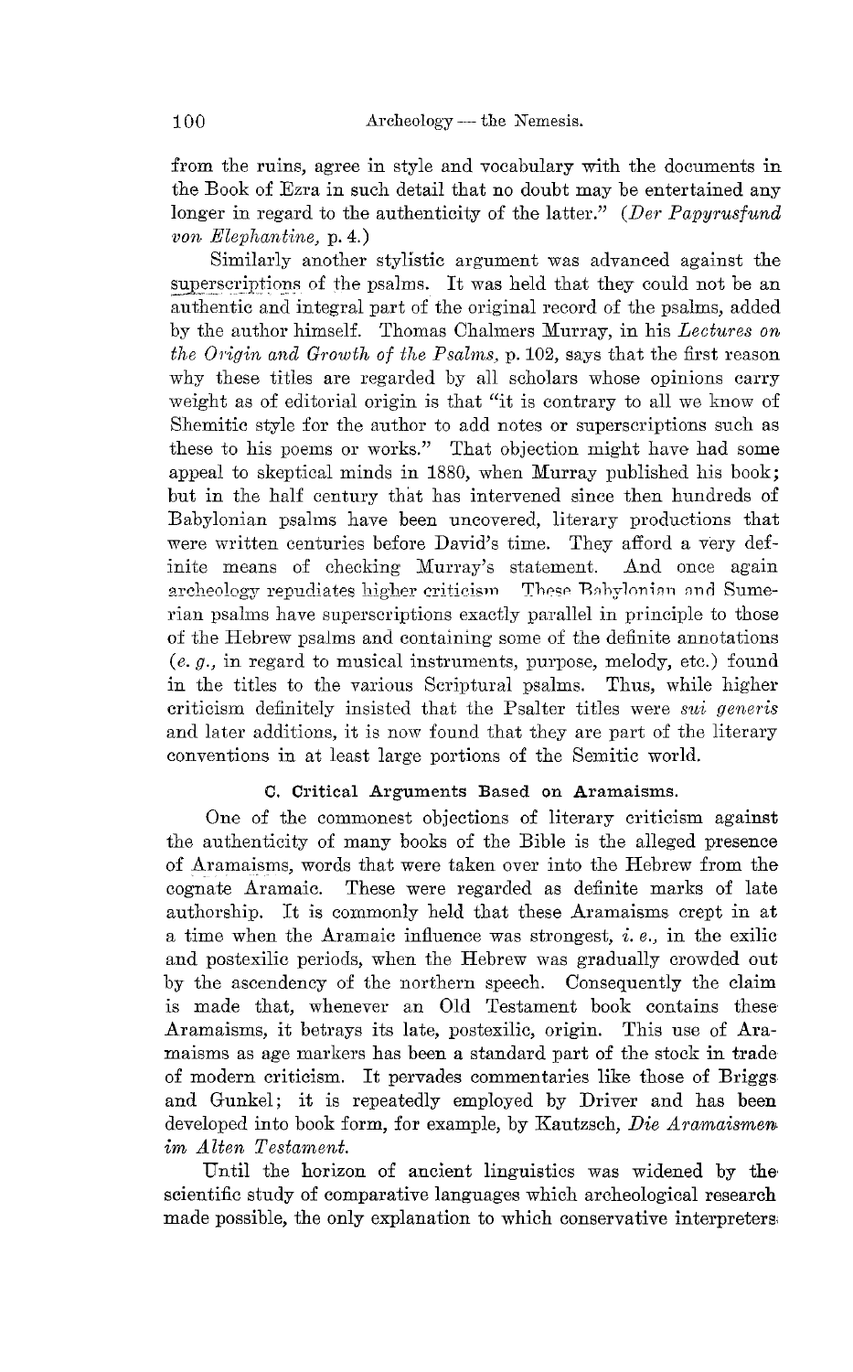from the ruins, agree in style and vocabulary with the documents in the Book of Ezra in such detail that no doubt may be entertained any longer in regard to the authenticity of the latter." (*Der Papyrusfund von Elephantine,* p. 4.)

Similarly another stylistic argument was advanced against the superscriptions of the psalms. It was held that they could not be an authentic and integral part of the original record of the psalms, added by the author himself. Thomas Chalmers Murray, in his *Lectures on the Origin and Growth of the Psalms,* p. 102, says that the first reason why these titles are regarded by all scholars whose opinions carry weight as of editorial origin is that "it is contrary to all we know of Shemitic style for the author to add notes or superscriptions such as these to his poems or works." That objection might have had some appeal to skeptical minds in 1880, when Murray published his book; but in the half century that has intervened since then hundreds of Babylonian psalms have been uncovered, literary productions that were written centuries before David's time. They afford a very definite means of checking Murray's statement. And once again archeology repudiates higher criticism. These Babylonian and Sumerian psalms have superscriptions exactly parallel in principle to those of the Hebrew psalms and containing some of the definite annotations (*e. g.,* in regard to musical instruments, purpose, melody, etc.) found in the titles to the various Scriptural psalms. Thus, while higher criticism definitely insisted that the Psalter titles were *sui generis* and later additions, it is now found that they are part of the literary conventions in at least large portions of the Semitic world.

### C. Critical Arguments Based on Aramaisms.

One of the commonest objections of literary criticism against the authenticity of many books of the Bible is the alleged presence of Aramaisms, words that were taken over into the Hebrew from the cognate Aramaic. These were regarded as definite marks of late authorship. It is commonly held that these Aramaisms crept in at a time when the Aramaic influence was strongest, *i. e.,* in the exilic and postexilic periods, when the Hebrew was gradually crowded out by the ascendency of the northern speech. Consequently the claim is made that, whenever an Old Testament book contains these Aramaisms, it betrays its late, postexilic, origin. This use of Aramaisms as age markers has been a standard part of the stock in trade of modern criticism. It pervades commentaries like those of Briggs and Gunkel; it is repeatedly employed by Driver and has been developed into book form, for example, by Kautzsch, *Die Aramaismen im Alten Testament.*

Until the horizon of ancient linguistics was widened by the scientific study of comparative languages which archeological research made possible, the only explanation to which conservative interpreters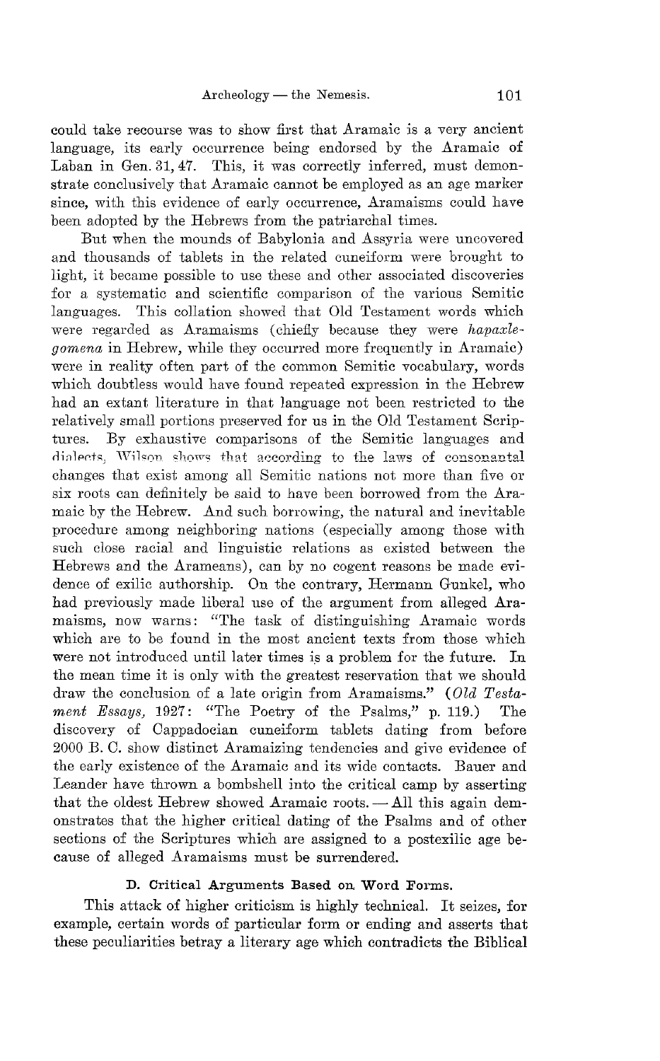could take recourse was to show first that Aramaic is a very ancient language, its early occurrence being endorsed by the Aramaic of Laban in Gen. 31, 47. This, it was correctly inferred, must demonstrate conclusively that Aramaic cannot be employed as an age marker since, with this evidence of early occurrence, Aramaisms could have been adopted by the Hebrews from the patriarchal times.

But when the mounds of Babylonia and Assyria were uncovered and thousands of tablets in the related cuneiform were brought to light, it became possible to use these and other associated discoveries for a systematic and scientific comparison of the various Semitic languages. This collation showed that Old Testament words which were regarded as Aramaisms (chiefly because they were *hapaxlegomena* in Hebrew, while they occurred more frequently in Aramaic) were in reality often part of the common Semitic vocabulary, words which doubtless would have found repeated expression in the Hebrew had an extant literature in that language not been restricted to the relatively small portions preserved for us in the Old Testament Scriptures. By exhaustive comparisons of the Semitic languages and dialects, Wilson shows that according to the laws of consonantal changes that exist among all Semitic nations not more than five or six roots can definitely be said to have been borrowed from the Aramaic by the Hebrew. And such borrowing, the natural and inevitable procedure among neighboring nations (especially among those with such close racial and linguistic relations as existed between the Hebrews and the Arameans), can by no cogent reasons be made evidence of exilic authorship. On the contrary, Hermann Gunkel, who had previously made liberal use of the argument from alleged Aramaisms, now warns: "The task of distinguishing Aramaic words which are to be found in the most ancient texts from those which were not introduced until later times is a problem for the future. In the mean time it is only with the greatest reservation that we should draw the conclusion of a late origin from Aramaisms." (*Old Testament Essays,* 1927: "The Poetry of the Psalms," p. 119.) The discovery of Cappadocian cuneiform tablets dating from before 2000 B. C. show distinct Aramaizing tendencies and give evidence of the early existence of the Aramaic and its wide contacts. Bauer and Leander have thrown a bombshell into the critical camp by asserting that the oldest Hebrew showed Aramaic roots. — All this again demonstrates that the higher critical dating of the Psalms and of other sections of the Scriptures which are assigned to a postexilic age because of alleged Aramaisms must be surrendered.

### D. Critical Arguments Based on Word Forms.

This attack of higher criticism is highly technical. It seizes, for example, certain words of particular form or ending and asserts that these peculiarities betray a literary age which contradicts the Biblical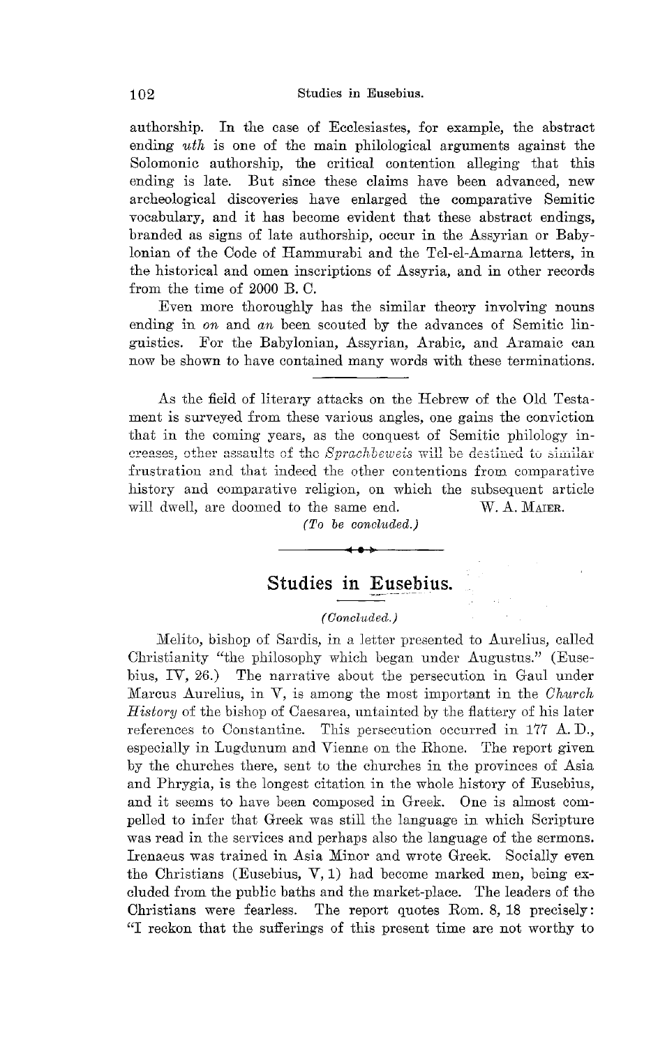authorship. In the case of Ecclesiastes, for example, the abstract ending *uth* is one of the main philological arguments against the Solomonic authorship, the critical contention alleging that this ending is late. But since these claims have been advanced, new archeological discoveries have enlarged the comparative Semitic vocabulary, and it has become evident that these abstract endings, branded as signs of late authorship, occur in the Assyrian or Babylonian of the Code of Hammurabi and the Tel-el-Amarna letters, in the historical and omen inscriptions of Assyria, and in other records from the time of 2000 B. C.

Even more thoroughly has the similar theory involving nouns ending in *on* and *an* been scouted by the advances of Semitic linguistics. For the Babylonian, Assyrian, Arabic, and Aramaic can now be shown to have contained many words with these terminations.

---

As the field of literary attacks on the Hebrew of the Old Testament is surveyed from these various angles, one gains the conviction that in the coming years, as the conquest of Semitic philology increases, other assaults of the *Sprachbeweis* will be destined to similar frustration and that indeed the other contentions from comparative history and comparative religion, on which the subsequent article will dwell, are doomed to the same end.

W. A. Maier.

*(To be concluded.)*

---

## Studies in Eusebius.

*(Concluded.)*

Melito, bishop of Sardis, in a letter presented to Aurelius, called Christianity "the philosophy which began under Augustus." (Eusebius, IV, 26.) The narrative about the persecution in Gaul under Marcus Aurelius, in V, is among the most important in the *Church History* of the bishop of Caesarea, untainted by the flattery of his later references to Constantine. This persecution occurred in 177 A. D., especially in Lugdunum and Vienne on the Rhone. The report given by the churches there, sent to the churches in the provinces of Asia and Phrygia, is the longest citation in the whole history of Eusebius, and it seems to have been composed in Greek. One is almost compelled to infer that Greek was still the language in which Scripture was read in the services and perhaps also the language of the sermons. Irenaeus was trained in Asia Minor and wrote Greek. Socially even the Christians (Eusebius, V, 1) had become marked men, being excluded from the public baths and the market-place. The leaders of the Christians were fearless. The report quotes Rom. 8, 18 precisely: "I reckon that the sufferings of this present time are not worthy to